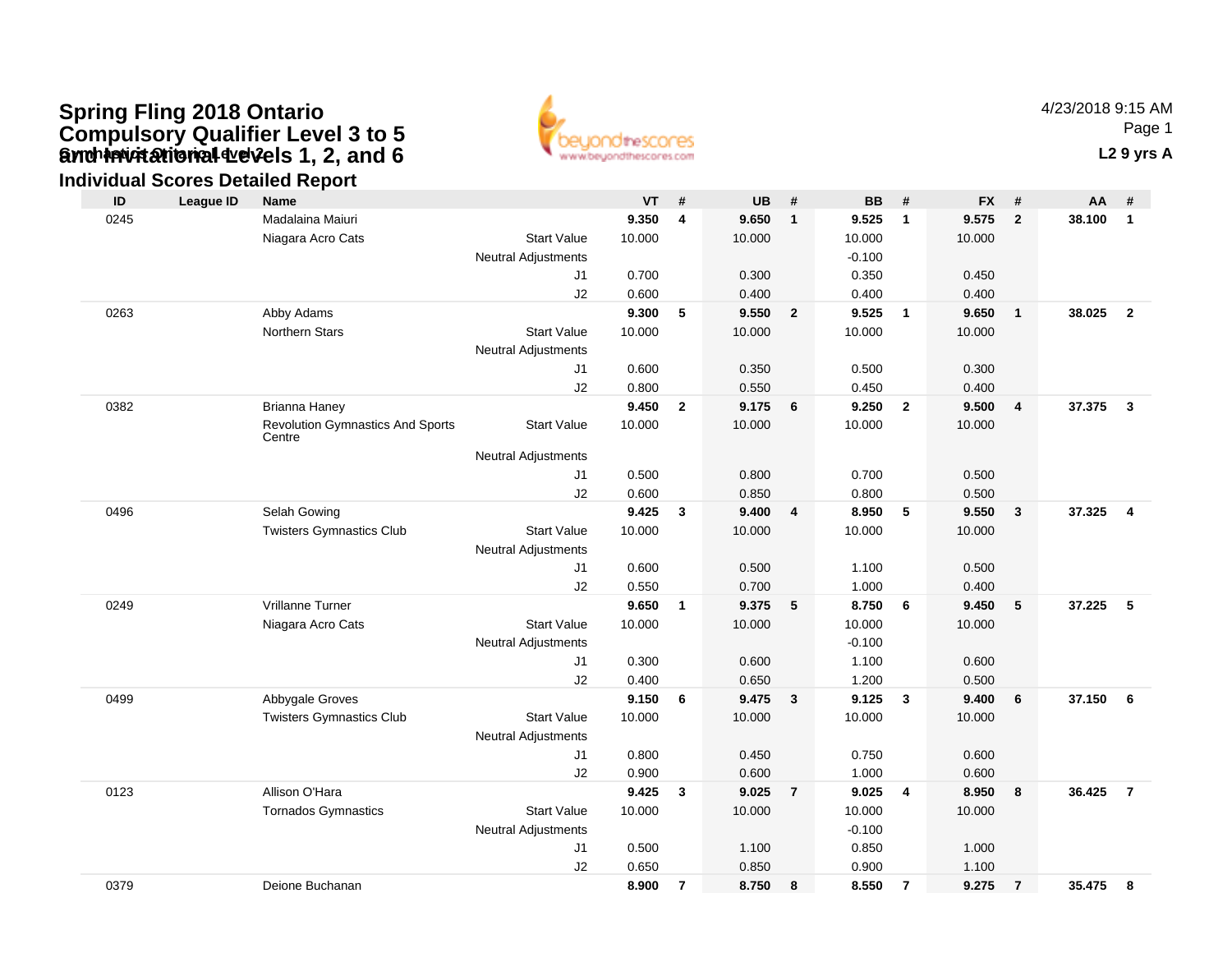# Spring Fling 2018 Ontario Compulsory Qualifier Level 3 to 5 and Invitational Levels 1, 2, and 6

Gymnastics Ontario Level 2

## Individual Scores Detailed Report

4/23/2018 9:15 AM

**L2 9 yrs A**

| ID | League ID | Name | | VT | # | UB | # | BB | # | FX | # | AA | # |
|---|---|---|---|---|---|---|---|---|---|---|---|---|---|
| 0245 | | Madalaina Maiuri | | **9.350** | **4** | **9.650** | **1** | **9.525** | **1** | **9.575** | **2** | **38.100** | **1** |
| | | Niagara Acro Cats | Start Value | 10.000 | | 10.000 | | 10.000 | | 10.000 | | | |
| | | | Neutral Adjustments | | | | | -0.100 | | | | | |
| | | | J1 | 0.700 | | 0.300 | | 0.350 | | 0.450 | | | |
| | | | J2 | 0.600 | | 0.400 | | 0.400 | | 0.400 | | | |
| 0263 | | Abby Adams | | **9.300** | **5** | **9.550** | **2** | **9.525** | **1** | **9.650** | **1** | **38.025** | **2** |
| | | Northern Stars | Start Value | 10.000 | | 10.000 | | 10.000 | | 10.000 | | | |
| | | | Neutral Adjustments | | | | | | | | | | |
| | | | J1 | 0.600 | | 0.350 | | 0.500 | | 0.300 | | | |
| | | | J2 | 0.800 | | 0.550 | | 0.450 | | 0.400 | | | |
| 0382 | | Brianna Haney | | **9.450** | **2** | **9.175** | **6** | **9.250** | **2** | **9.500** | **4** | **37.375** | **3** |
| | | Revolution Gymnastics And Sports Centre | Start Value | 10.000 | | 10.000 | | 10.000 | | 10.000 | | | |
| | | | Neutral Adjustments | | | | | | | | | | |
| | | | J1 | 0.500 | | 0.800 | | 0.700 | | 0.500 | | | |
| | | | J2 | 0.600 | | 0.850 | | 0.800 | | 0.500 | | | |
| 0496 | | Selah Gowing | | **9.425** | **3** | **9.400** | **4** | **8.950** | **5** | **9.550** | **3** | **37.325** | **4** |
| | | Twisters Gymnastics Club | Start Value | 10.000 | | 10.000 | | 10.000 | | 10.000 | | | |
| | | | Neutral Adjustments | | | | | | | | | | |
| | | | J1 | 0.600 | | 0.500 | | 1.100 | | 0.500 | | | |
| | | | J2 | 0.550 | | 0.700 | | 1.000 | | 0.400 | | | |
| 0249 | | Vrillanne Turner | | **9.650** | **1** | **9.375** | **5** | **8.750** | **6** | **9.450** | **5** | **37.225** | **5** |
| | | Niagara Acro Cats | Start Value | 10.000 | | 10.000 | | 10.000 | | 10.000 | | | |
| | | | Neutral Adjustments | | | | | -0.100 | | | | | |
| | | | J1 | 0.300 | | 0.600 | | 1.100 | | 0.600 | | | |
| | | | J2 | 0.400 | | 0.650 | | 1.200 | | 0.500 | | | |
| 0499 | | Abbygale Groves | | **9.150** | **6** | **9.475** | **3** | **9.125** | **3** | **9.400** | **6** | **37.150** | **6** |
| | | Twisters Gymnastics Club | Start Value | 10.000 | | 10.000 | | 10.000 | | 10.000 | | | |
| | | | Neutral Adjustments | | | | | | | | | | |
| | | | J1 | 0.800 | | 0.450 | | 0.750 | | 0.600 | | | |
| | | | J2 | 0.900 | | 0.600 | | 1.000 | | 0.600 | | | |
| 0123 | | Allison O'Hara | | **9.425** | **3** | **9.025** | **7** | **9.025** | **4** | **8.950** | **8** | **36.425** | **7** |
| | | Tornados Gymnastics | Start Value | 10.000 | | 10.000 | | 10.000 | | 10.000 | | | |
| | | | Neutral Adjustments | | | | | -0.100 | | | | | |
| | | | J1 | 0.500 | | 1.100 | | 0.850 | | 1.000 | | | |
| | | | J2 | 0.650 | | 0.850 | | 0.900 | | 1.100 | | | |
| 0379 | | Deione Buchanan | | **8.900** | **7** | **8.750** | **8** | **8.550** | **7** | **9.275** | **7** | **35.475** | **8** |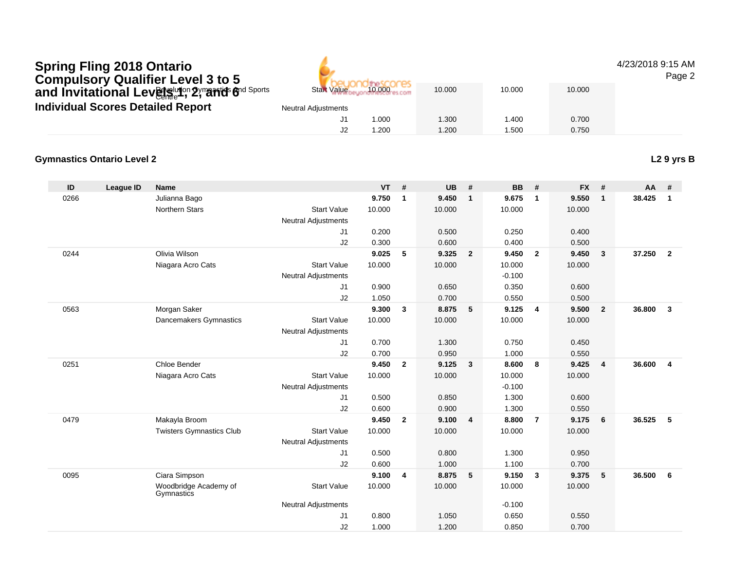# Spring Fling 2018 Ontario Compulsory Qualifier Level 3 to 5 and Invitational Levels 1, 2, and 6

## Individual Scores Detailed Report

4/23/2018 9:15 AM

| | | | | | | | | | | | | | |
|---|---|---|---|---|---|---|---|---|---|---|---|---|---|
| | | Revolution Gymnastics and Sports Centre | Start Value | 10.000 | | 10.000 | | 10.000 | | 10.000 | | | |
| | | | Neutral Adjustments | | | | | | | | | | |
| | | | J1 | 1.000 | | 1.300 | | 1.400 | | 0.700 | | | |
| | | | J2 | 1.200 | | 1.200 | | 1.500 | | 0.750 | | | |

### Gymnastics Ontario Level 2

**L2 9 yrs B**

| ID | League ID | Name | | VT | # | UB | # | BB | # | FX | # | AA | # |
|---|---|---|---|---|---|---|---|---|---|---|---|---|---|
| 0266 | | Julianna Bago | | **9.750** | **1** | **9.450** | **1** | **9.675** | **1** | **9.550** | **1** | **38.425** | **1** |
| | | Northern Stars | Start Value | 10.000 | | 10.000 | | 10.000 | | 10.000 | | | |
| | | | Neutral Adjustments | | | | | | | | | | |
| | | | J1 | 0.200 | | 0.500 | | 0.250 | | 0.400 | | | |
| | | | J2 | 0.300 | | 0.600 | | 0.400 | | 0.500 | | | |
| 0244 | | Olivia Wilson | | **9.025** | **5** | **9.325** | **2** | **9.450** | **2** | **9.450** | **3** | **37.250** | **2** |
| | | Niagara Acro Cats | Start Value | 10.000 | | 10.000 | | 10.000 | | 10.000 | | | |
| | | | Neutral Adjustments | | | | | -0.100 | | | | | |
| | | | J1 | 0.900 | | 0.650 | | 0.350 | | 0.600 | | | |
| | | | J2 | 1.050 | | 0.700 | | 0.550 | | 0.500 | | | |
| 0563 | | Morgan Saker | | **9.300** | **3** | **8.875** | **5** | **9.125** | **4** | **9.500** | **2** | **36.800** | **3** |
| | | Dancemakers Gymnastics | Start Value | 10.000 | | 10.000 | | 10.000 | | 10.000 | | | |
| | | | Neutral Adjustments | | | | | | | | | | |
| | | | J1 | 0.700 | | 1.300 | | 0.750 | | 0.450 | | | |
| | | | J2 | 0.700 | | 0.950 | | 1.000 | | 0.550 | | | |
| 0251 | | Chloe Bender | | **9.450** | **2** | **9.125** | **3** | **8.600** | **8** | **9.425** | **4** | **36.600** | **4** |
| | | Niagara Acro Cats | Start Value | 10.000 | | 10.000 | | 10.000 | | 10.000 | | | |
| | | | Neutral Adjustments | | | | | -0.100 | | | | | |
| | | | J1 | 0.500 | | 0.850 | | 1.300 | | 0.600 | | | |
| | | | J2 | 0.600 | | 0.900 | | 1.300 | | 0.550 | | | |
| 0479 | | Makayla Broom | | **9.450** | **2** | **9.100** | **4** | **8.800** | **7** | **9.175** | **6** | **36.525** | **5** |
| | | Twisters Gymnastics Club | Start Value | 10.000 | | 10.000 | | 10.000 | | 10.000 | | | |
| | | | Neutral Adjustments | | | | | | | | | | |
| | | | J1 | 0.500 | | 0.800 | | 1.300 | | 0.950 | | | |
| | | | J2 | 0.600 | | 1.000 | | 1.100 | | 0.700 | | | |
| 0095 | | Ciara Simpson | | **9.100** | **4** | **8.875** | **5** | **9.150** | **3** | **9.375** | **5** | **36.500** | **6** |
| | | Woodbridge Academy of Gymnastics | Start Value | 10.000 | | 10.000 | | 10.000 | | 10.000 | | | |
| | | | Neutral Adjustments | | | | | -0.100 | | | | | |
| | | | J1 | 0.800 | | 1.050 | | 0.650 | | 0.550 | | | |
| | | | J2 | 1.000 | | 1.200 | | 0.850 | | 0.700 | | | |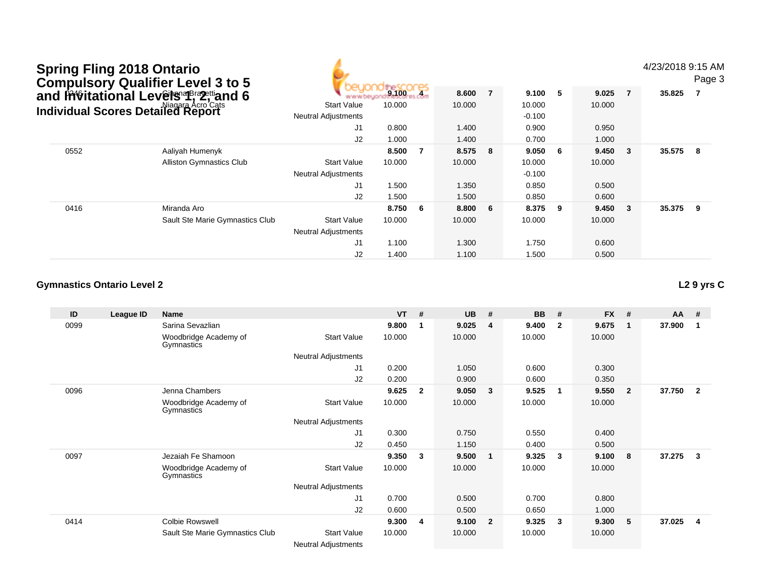| ID | League ID | Name | | VT | # | UB | # | BB | # | FX | # | AA | # |
|---|---|---|---|---|---|---|---|---|---|---|---|---|---|
| 0246 | | Gianna Brazetti | | 9.100 | 4 | 8.600 | 7 | 9.100 | 5 | 9.025 | 7 | 35.825 | 7 |
| | | Niagara Acro Cats | Start Value | 10.000 | | 10.000 | | 10.000 | | 10.000 | | | |
| | | | Neutral Adjustments | | | | | -0.100 | | | | | |
| | | | J1 | 0.800 | | 1.400 | | 0.900 | | 0.950 | | | |
| | | | J2 | 1.000 | | 1.400 | | 0.700 | | 1.000 | | | |
| 0552 | | Aaliyah Humenyk | | 8.500 | 7 | 8.575 | 8 | 9.050 | 6 | 9.450 | 3 | 35.575 | 8 |
| | | Alliston Gymnastics Club | Start Value | 10.000 | | 10.000 | | 10.000 | | 10.000 | | | |
| | | | Neutral Adjustments | | | | | -0.100 | | | | | |
| | | | J1 | 1.500 | | 1.350 | | 0.850 | | 0.500 | | | |
| | | | J2 | 1.500 | | 1.500 | | 0.850 | | 0.600 | | | |
| 0416 | | Miranda Aro | | 8.750 | 6 | 8.800 | 6 | 8.375 | 9 | 9.450 | 3 | 35.375 | 9 |
| | | Sault Ste Marie Gymnastics Club | Start Value | 10.000 | | 10.000 | | 10.000 | | 10.000 | | | |
| | | | Neutral Adjustments | | | | | | | | | | |
| | | | J1 | 1.100 | | 1.300 | | 1.750 | | 0.600 | | | |
| | | | J2 | 1.400 | | 1.100 | | 1.500 | | 0.500 | | | |

### Gymnastics Ontario Level 2

**L2 9 yrs C**

| ID | League ID | Name | | VT | # | UB | # | BB | # | FX | # | AA | # |
|---|---|---|---|---|---|---|---|---|---|---|---|---|---|
| 0099 | | Sarina Sevazlian | | 9.800 | 1 | 9.025 | 4 | 9.400 | 2 | 9.675 | 1 | 37.900 | 1 |
| | | Woodbridge Academy of Gymnastics | Start Value | 10.000 | | 10.000 | | 10.000 | | 10.000 | | | |
| | | | Neutral Adjustments | | | | | | | | | | |
| | | | J1 | 0.200 | | 1.050 | | 0.600 | | 0.300 | | | |
| | | | J2 | 0.200 | | 0.900 | | 0.600 | | 0.350 | | | |
| 0096 | | Jenna Chambers | | 9.625 | 2 | 9.050 | 3 | 9.525 | 1 | 9.550 | 2 | 37.750 | 2 |
| | | Woodbridge Academy of Gymnastics | Start Value | 10.000 | | 10.000 | | 10.000 | | 10.000 | | | |
| | | | Neutral Adjustments | | | | | | | | | | |
| | | | J1 | 0.300 | | 0.750 | | 0.550 | | 0.400 | | | |
| | | | J2 | 0.450 | | 1.150 | | 0.400 | | 0.500 | | | |
| 0097 | | Jezaiah Fe Shamoon | | 9.350 | 3 | 9.500 | 1 | 9.325 | 3 | 9.100 | 8 | 37.275 | 3 |
| | | Woodbridge Academy of Gymnastics | Start Value | 10.000 | | 10.000 | | 10.000 | | 10.000 | | | |
| | | | Neutral Adjustments | | | | | | | | | | |
| | | | J1 | 0.700 | | 0.500 | | 0.700 | | 0.800 | | | |
| | | | J2 | 0.600 | | 0.500 | | 0.650 | | 1.000 | | | |
| 0414 | | Colbie Rowswell | | 9.300 | 4 | 9.100 | 2 | 9.325 | 3 | 9.300 | 5 | 37.025 | 4 |
| | | Sault Ste Marie Gymnastics Club | Start Value | 10.000 | | 10.000 | | 10.000 | | 10.000 | | | |
| | | | Neutral Adjustments | | | | | | | | | | |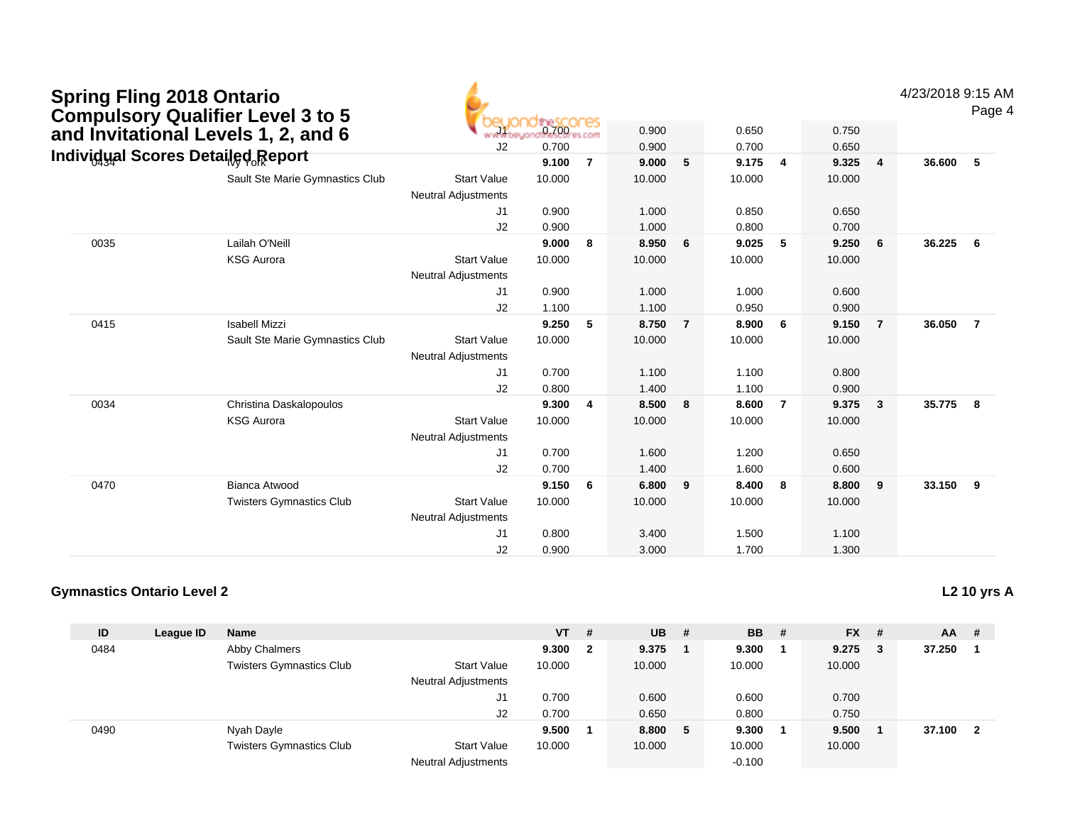# Spring Fling 2018 Ontario Compulsory Qualifier Level 3 to 5 and Invitational Levels 1, 2, and 6

## Individual Scores Detailed Report

4/23/2018 9:15 AM

| | | | | | | | | | | | | | | |
|---|---|---|---|---|---|---|---|---|---|---|---|---|---|---|
| | | | J1 | 0.700 | | 0.900 | | 0.650 | | 0.750 | | | |
| | | | J2 | 0.700 | | 0.900 | | 0.700 | | 0.650 | | | |
| 0434 | | Ivy York | | 9.100 | 7 | 9.000 | 5 | 9.175 | 4 | 9.325 | 4 | 36.600 | 5 |
| | | Sault Ste Marie Gymnastics Club | Start Value | 10.000 | | 10.000 | | 10.000 | | 10.000 | | | |
| | | | Neutral Adjustments | | | | | | | | | | |
| | | | J1 | 0.900 | | 1.000 | | 0.850 | | 0.650 | | | |
| | | | J2 | 0.900 | | 1.000 | | 0.800 | | 0.700 | | | |
| 0035 | | Lailah O'Neill | | 9.000 | 8 | 8.950 | 6 | 9.025 | 5 | 9.250 | 6 | 36.225 | 6 |
| | | KSG Aurora | Start Value | 10.000 | | 10.000 | | 10.000 | | 10.000 | | | |
| | | | Neutral Adjustments | | | | | | | | | | |
| | | | J1 | 0.900 | | 1.000 | | 1.000 | | 0.600 | | | |
| | | | J2 | 1.100 | | 1.100 | | 0.950 | | 0.900 | | | |
| 0415 | | Isabell Mizzi | | 9.250 | 5 | 8.750 | 7 | 8.900 | 6 | 9.150 | 7 | 36.050 | 7 |
| | | Sault Ste Marie Gymnastics Club | Start Value | 10.000 | | 10.000 | | 10.000 | | 10.000 | | | |
| | | | Neutral Adjustments | | | | | | | | | | |
| | | | J1 | 0.700 | | 1.100 | | 1.100 | | 0.800 | | | |
| | | | J2 | 0.800 | | 1.400 | | 1.100 | | 0.900 | | | |
| 0034 | | Christina Daskalopoulos | | 9.300 | 4 | 8.500 | 8 | 8.600 | 7 | 9.375 | 3 | 35.775 | 8 |
| | | KSG Aurora | Start Value | 10.000 | | 10.000 | | 10.000 | | 10.000 | | | |
| | | | Neutral Adjustments | | | | | | | | | | |
| | | | J1 | 0.700 | | 1.600 | | 1.200 | | 0.650 | | | |
| | | | J2 | 0.700 | | 1.400 | | 1.600 | | 0.600 | | | |
| 0470 | | Bianca Atwood | | 9.150 | 6 | 6.800 | 9 | 8.400 | 8 | 8.800 | 9 | 33.150 | 9 |
| | | Twisters Gymnastics Club | Start Value | 10.000 | | 10.000 | | 10.000 | | 10.000 | | | |
| | | | Neutral Adjustments | | | | | | | | | | |
| | | | J1 | 0.800 | | 3.400 | | 1.500 | | 1.100 | | | |
| | | | J2 | 0.900 | | 3.000 | | 1.700 | | 1.300 | | | |

### Gymnastics Ontario Level 2

**L2 10 yrs A**

| ID | League ID | Name | | VT | # | UB | # | BB | # | FX | # | AA | # |
|---|---|---|---|---|---|---|---|---|---|---|---|---|---|
| 0484 | | Abby Chalmers | | 9.300 | 2 | 9.375 | 1 | 9.300 | 1 | 9.275 | 3 | 37.250 | 1 |
| | | Twisters Gymnastics Club | Start Value | 10.000 | | 10.000 | | 10.000 | | 10.000 | | | |
| | | | Neutral Adjustments | | | | | | | | | | |
| | | | J1 | 0.700 | | 0.600 | | 0.600 | | 0.700 | | | |
| | | | J2 | 0.700 | | 0.650 | | 0.800 | | 0.750 | | | |
| 0490 | | Nyah Dayle | | 9.500 | 1 | 8.800 | 5 | 9.300 | 1 | 9.500 | 1 | 37.100 | 2 |
| | | Twisters Gymnastics Club | Start Value | 10.000 | | 10.000 | | 10.000 | | 10.000 | | | |
| | | | Neutral Adjustments | | | | | -0.100 | | | | | |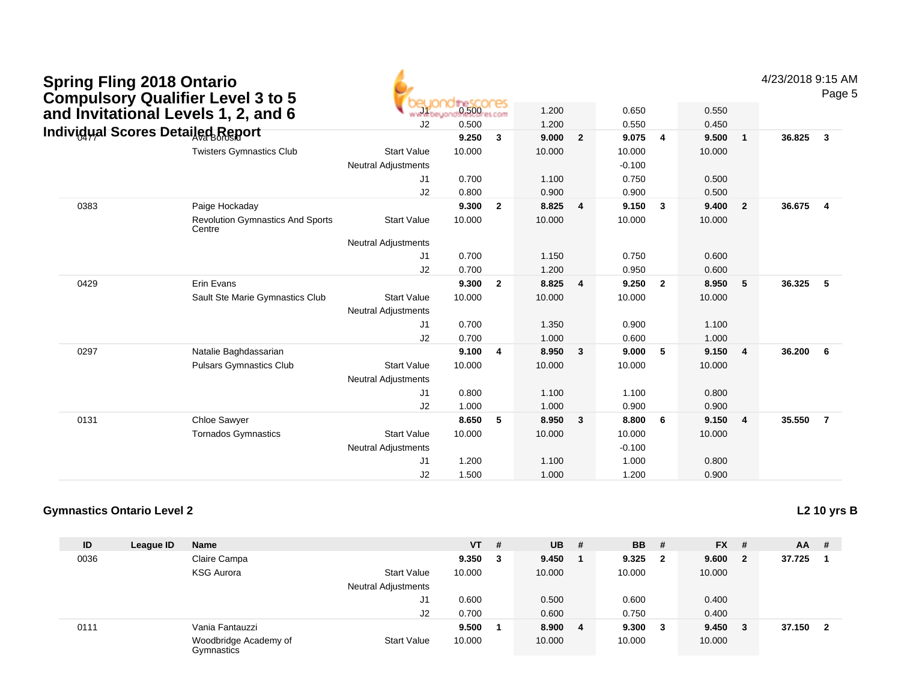# Spring Fling 2018 Ontario Compulsory Qualifier Level 3 to 5 and Invitational Levels 1, 2, and 6

## Individual Scores Detailed Report

| ID | League ID | Name | | VT | # | UB | # | BB | # | FX | # | AA | # |
|---|---|---|---|---|---|---|---|---|---|---|---|---|---|
| | | | J1 | 0.500 | | 1.200 | | 0.650 | | 0.550 | | | |
| | | | J2 | 0.500 | | 1.200 | | 0.550 | | 0.450 | | | |
| 0477 | | Ava Borosid | | **9.250** | **3** | **9.000** | **2** | **9.075** | **4** | **9.500** | **1** | **36.825** | **3** |
| | | Twisters Gymnastics Club | Start Value | 10.000 | | 10.000 | | 10.000 | | 10.000 | | | |
| | | | Neutral Adjustments | | | | | -0.100 | | | | | |
| | | | J1 | 0.700 | | 1.100 | | 0.750 | | 0.500 | | | |
| | | | J2 | 0.800 | | 0.900 | | 0.900 | | 0.500 | | | |
| 0383 | | Paige Hockaday | | **9.300** | **2** | **8.825** | **4** | **9.150** | **3** | **9.400** | **2** | **36.675** | **4** |
| | | Revolution Gymnastics And Sports Centre | Start Value | 10.000 | | 10.000 | | 10.000 | | 10.000 | | | |
| | | | Neutral Adjustments | | | | | | | | | | |
| | | | J1 | 0.700 | | 1.150 | | 0.750 | | 0.600 | | | |
| | | | J2 | 0.700 | | 1.200 | | 0.950 | | 0.600 | | | |
| 0429 | | Erin Evans | | **9.300** | **2** | **8.825** | **4** | **9.250** | **2** | **8.950** | **5** | **36.325** | **5** |
| | | Sault Ste Marie Gymnastics Club | Start Value | 10.000 | | 10.000 | | 10.000 | | 10.000 | | | |
| | | | Neutral Adjustments | | | | | | | | | | |
| | | | J1 | 0.700 | | 1.350 | | 0.900 | | 1.100 | | | |
| | | | J2 | 0.700 | | 1.000 | | 0.600 | | 1.000 | | | |
| 0297 | | Natalie Baghdassarian | | **9.100** | **4** | **8.950** | **3** | **9.000** | **5** | **9.150** | **4** | **36.200** | **6** |
| | | Pulsars Gymnastics Club | Start Value | 10.000 | | 10.000 | | 10.000 | | 10.000 | | | |
| | | | Neutral Adjustments | | | | | | | | | | |
| | | | J1 | 0.800 | | 1.100 | | 1.100 | | 0.800 | | | |
| | | | J2 | 1.000 | | 1.000 | | 0.900 | | 0.900 | | | |
| 0131 | | Chloe Sawyer | | **8.650** | **5** | **8.950** | **3** | **8.800** | **6** | **9.150** | **4** | **35.550** | **7** |
| | | Tornados Gymnastics | Start Value | 10.000 | | 10.000 | | 10.000 | | 10.000 | | | |
| | | | Neutral Adjustments | | | | | -0.100 | | | | | |
| | | | J1 | 1.200 | | 1.100 | | 1.000 | | 0.800 | | | |
| | | | J2 | 1.500 | | 1.000 | | 1.200 | | 0.900 | | | |

### Gymnastics Ontario Level 2

**L2 10 yrs B**

| ID | League ID | Name | | VT | # | UB | # | BB | # | FX | # | AA | # |
|---|---|---|---|---|---|---|---|---|---|---|---|---|---|
| 0036 | | Claire Campa | | **9.350** | **3** | **9.450** | **1** | **9.325** | **2** | **9.600** | **2** | **37.725** | **1** |
| | | KSG Aurora | Start Value | 10.000 | | 10.000 | | 10.000 | | 10.000 | | | |
| | | | Neutral Adjustments | | | | | | | | | | |
| | | | J1 | 0.600 | | 0.500 | | 0.600 | | 0.400 | | | |
| | | | J2 | 0.700 | | 0.600 | | 0.750 | | 0.400 | | | |
| 0111 | | Vania Fantauzzi | | **9.500** | **1** | **8.900** | **4** | **9.300** | **3** | **9.450** | **3** | **37.150** | **2** |
| | | Woodbridge Academy of Gymnastics | Start Value | 10.000 | | 10.000 | | 10.000 | | 10.000 | | | |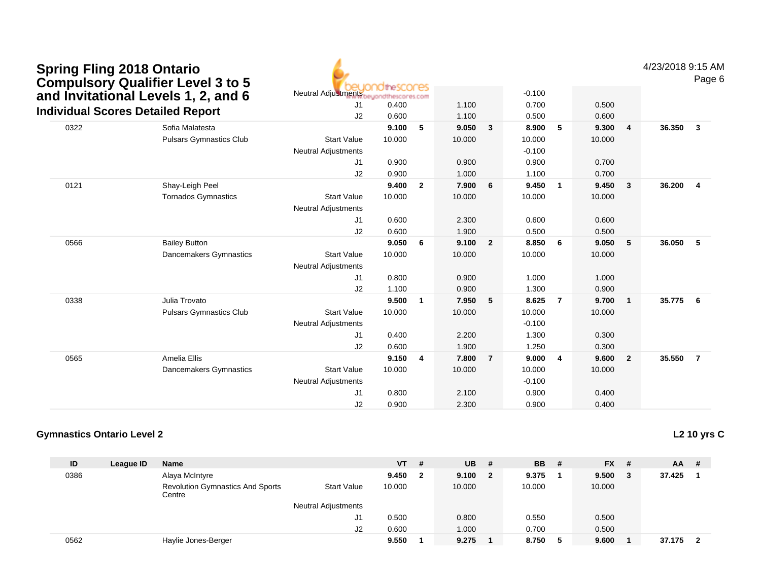| ID | League ID | Name | | VT | # | UB | # | BB | # | FX | # | AA | # |
|---|---|---|---|---|---|---|---|---|---|---|---|---|---|
| | | | Neutral Adjustments | | | | | -0.100 | | | | | |
| | | | J1 | 0.400 | | 1.100 | | 0.700 | | 0.500 | | | |
| | | | J2 | 0.600 | | 1.100 | | 0.500 | | 0.600 | | | |
| 0322 | | Sofia Malatesta | | 9.100 | 5 | 9.050 | 3 | 8.900 | 5 | 9.300 | 4 | 36.350 | 3 |
| | | Pulsars Gymnastics Club | Start Value | 10.000 | | 10.000 | | 10.000 | | 10.000 | | | |
| | | | Neutral Adjustments | | | | | -0.100 | | | | | |
| | | | J1 | 0.900 | | 0.900 | | 0.900 | | 0.700 | | | |
| | | | J2 | 0.900 | | 1.000 | | 1.100 | | 0.700 | | | |
| 0121 | | Shay-Leigh Peel | | 9.400 | 2 | 7.900 | 6 | 9.450 | 1 | 9.450 | 3 | 36.200 | 4 |
| | | Tornados Gymnastics | Start Value | 10.000 | | 10.000 | | 10.000 | | 10.000 | | | |
| | | | Neutral Adjustments | | | | | | | | | | |
| | | | J1 | 0.600 | | 2.300 | | 0.600 | | 0.600 | | | |
| | | | J2 | 0.600 | | 1.900 | | 0.500 | | 0.500 | | | |
| 0566 | | Bailey Button | | 9.050 | 6 | 9.100 | 2 | 8.850 | 6 | 9.050 | 5 | 36.050 | 5 |
| | | Dancemakers Gymnastics | Start Value | 10.000 | | 10.000 | | 10.000 | | 10.000 | | | |
| | | | Neutral Adjustments | | | | | | | | | | |
| | | | J1 | 0.800 | | 0.900 | | 1.000 | | 1.000 | | | |
| | | | J2 | 1.100 | | 0.900 | | 1.300 | | 0.900 | | | |
| 0338 | | Julia Trovato | | 9.500 | 1 | 7.950 | 5 | 8.625 | 7 | 9.700 | 1 | 35.775 | 6 |
| | | Pulsars Gymnastics Club | Start Value | 10.000 | | 10.000 | | 10.000 | | 10.000 | | | |
| | | | Neutral Adjustments | | | | | -0.100 | | | | | |
| | | | J1 | 0.400 | | 2.200 | | 1.300 | | 0.300 | | | |
| | | | J2 | 0.600 | | 1.900 | | 1.250 | | 0.300 | | | |
| 0565 | | Amelia Ellis | | 9.150 | 4 | 7.800 | 7 | 9.000 | 4 | 9.600 | 2 | 35.550 | 7 |
| | | Dancemakers Gymnastics | Start Value | 10.000 | | 10.000 | | 10.000 | | 10.000 | | | |
| | | | Neutral Adjustments | | | | | -0.100 | | | | | |
| | | | J1 | 0.800 | | 2.100 | | 0.900 | | 0.400 | | | |
| | | | J2 | 0.900 | | 2.300 | | 0.900 | | 0.400 | | | |

## Gymnastics Ontario Level 2

**L2 10 yrs C**

| ID | League ID | Name | | VT | # | UB | # | BB | # | FX | # | AA | # |
|---|---|---|---|---|---|---|---|---|---|---|---|---|---|
| 0386 | | Alaya McIntyre | | 9.450 | 2 | 9.100 | 2 | 9.375 | 1 | 9.500 | 3 | 37.425 | 1 |
| | | Revolution Gymnastics And Sports Centre | Start Value | 10.000 | | 10.000 | | 10.000 | | 10.000 | | | |
| | | | Neutral Adjustments | | | | | | | | | | |
| | | | J1 | 0.500 | | 0.800 | | 0.550 | | 0.500 | | | |
| | | | J2 | 0.600 | | 1.000 | | 0.700 | | 0.500 | | | |
| 0562 | | Haylie Jones-Berger | | 9.550 | 1 | 9.275 | 1 | 8.750 | 5 | 9.600 | 1 | 37.175 | 2 |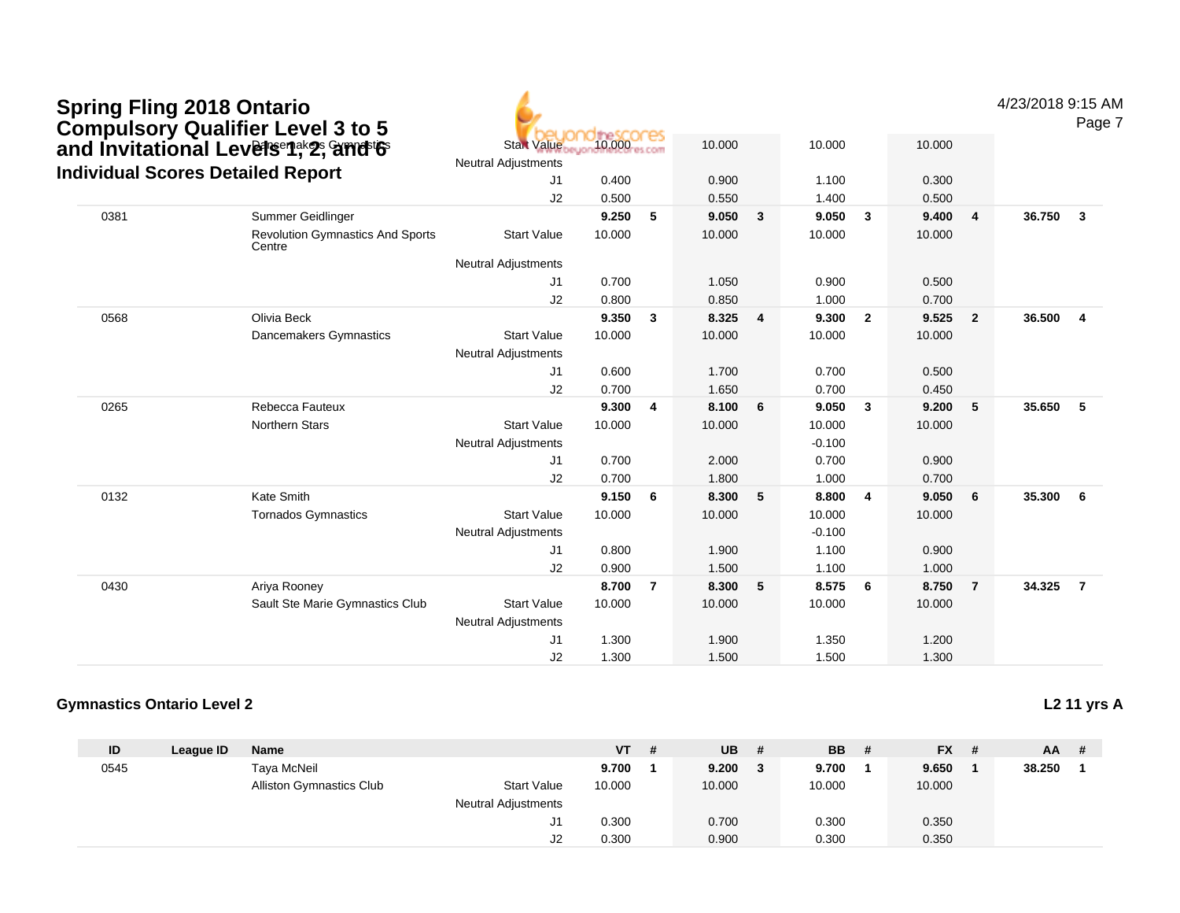# Spring Fling 2018 Ontario Compulsory Qualifier Level 3 to 5 and Invitational Levels 1, 2, and 6

## Individual Scores Detailed Report

| ID | League ID | Name | | VT | # | UB | # | BB | # | FX | # | AA | # |
|---|---|---|---|---|---|---|---|---|---|---|---|---|---|
| | | Dancemakers Gymnastics | Start Value | 10.000 | | 10.000 | | 10.000 | | 10.000 | | | |
| | | | Neutral Adjustments | | | | | | | | | | |
| | | | J1 | 0.400 | | 0.900 | | 1.100 | | 0.300 | | | |
| | | | J2 | 0.500 | | 0.550 | | 1.400 | | 0.500 | | | |
| 0381 | | Summer Geidlinger | | **9.250** | **5** | **9.050** | **3** | **9.050** | **3** | **9.400** | **4** | **36.750** | **3** |
| | | Revolution Gymnastics And Sports Centre | Start Value | 10.000 | | 10.000 | | 10.000 | | 10.000 | | | |
| | | | Neutral Adjustments | | | | | | | | | | |
| | | | J1 | 0.700 | | 1.050 | | 0.900 | | 0.500 | | | |
| | | | J2 | 0.800 | | 0.850 | | 1.000 | | 0.700 | | | |
| 0568 | | Olivia Beck | | **9.350** | **3** | **8.325** | **4** | **9.300** | **2** | **9.525** | **2** | **36.500** | **4** |
| | | Dancemakers Gymnastics | Start Value | 10.000 | | 10.000 | | 10.000 | | 10.000 | | | |
| | | | Neutral Adjustments | | | | | | | | | | |
| | | | J1 | 0.600 | | 1.700 | | 0.700 | | 0.500 | | | |
| | | | J2 | 0.700 | | 1.650 | | 0.700 | | 0.450 | | | |
| 0265 | | Rebecca Fauteux | | **9.300** | **4** | **8.100** | **6** | **9.050** | **3** | **9.200** | **5** | **35.650** | **5** |
| | | Northern Stars | Start Value | 10.000 | | 10.000 | | 10.000 | | 10.000 | | | |
| | | | Neutral Adjustments | | | | | -0.100 | | | | | |
| | | | J1 | 0.700 | | 2.000 | | 0.700 | | 0.900 | | | |
| | | | J2 | 0.700 | | 1.800 | | 1.000 | | 0.700 | | | |
| 0132 | | Kate Smith | | **9.150** | **6** | **8.300** | **5** | **8.800** | **4** | **9.050** | **6** | **35.300** | **6** |
| | | Tornados Gymnastics | Start Value | 10.000 | | 10.000 | | 10.000 | | 10.000 | | | |
| | | | Neutral Adjustments | | | | | -0.100 | | | | | |
| | | | J1 | 0.800 | | 1.900 | | 1.100 | | 0.900 | | | |
| | | | J2 | 0.900 | | 1.500 | | 1.100 | | 1.000 | | | |
| 0430 | | Ariya Rooney | | **8.700** | **7** | **8.300** | **5** | **8.575** | **6** | **8.750** | **7** | **34.325** | **7** |
| | | Sault Ste Marie Gymnastics Club | Start Value | 10.000 | | 10.000 | | 10.000 | | 10.000 | | | |
| | | | Neutral Adjustments | | | | | | | | | | |
| | | | J1 | 1.300 | | 1.900 | | 1.350 | | 1.200 | | | |
| | | | J2 | 1.300 | | 1.500 | | 1.500 | | 1.300 | | | |

### Gymnastics Ontario Level 2

**L2 11 yrs A**

| ID | League ID | Name | | VT | # | UB | # | BB | # | FX | # | AA | # |
|---|---|---|---|---|---|---|---|---|---|---|---|---|---|
| 0545 | | Taya McNeil | | **9.700** | **1** | **9.200** | **3** | **9.700** | **1** | **9.650** | **1** | **38.250** | **1** |
| | | Alliston Gymnastics Club | Start Value | 10.000 | | 10.000 | | 10.000 | | 10.000 | | | |
| | | | Neutral Adjustments | | | | | | | | | | |
| | | | J1 | 0.300 | | 0.700 | | 0.300 | | 0.350 | | | |
| | | | J2 | 0.300 | | 0.900 | | 0.300 | | 0.350 | | | |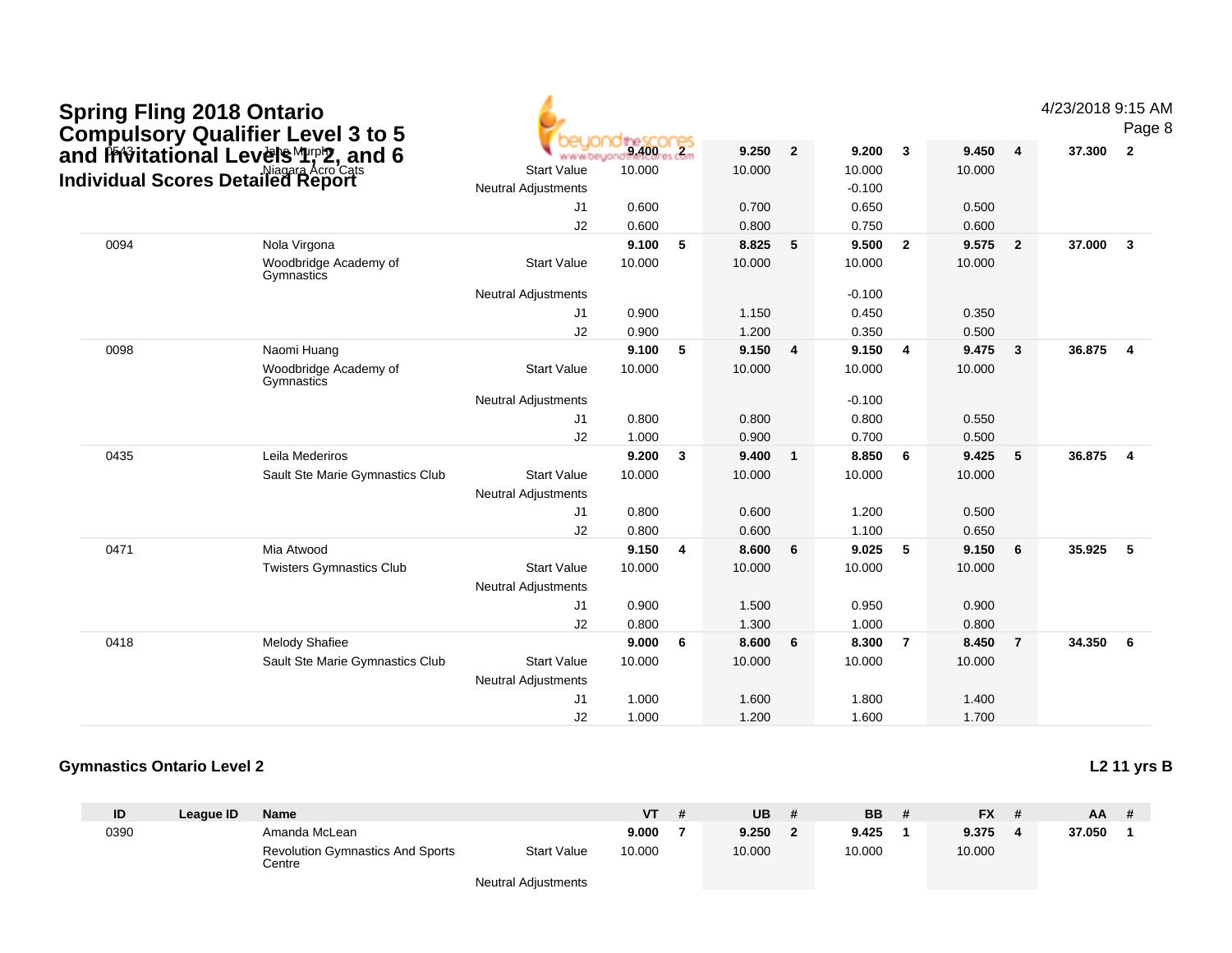# Spring Fling 2018 Ontario Compulsory Qualifier Level 3 to 5 and Invitational Levels 1, 2, and 6

## Individual Scores Detailed Report

4/23/2018 9:15 AM

| ID | League ID | Name | | VT | # | UB | # | BB | # | FX | # | AA | # |
|---|---|---|---|---|---|---|---|---|---|---|---|---|---|
| 0543 | | Jane Murphy | | 9.400 | 2 | 9.250 | 2 | 9.200 | 3 | 9.450 | 4 | 37.300 | 2 |
| | | Niagara Acro Cats | Start Value | 10.000 | | 10.000 | | 10.000 | | 10.000 | | | |
| | | | Neutral Adjustments | | | | | -0.100 | | | | | |
| | | | J1 | 0.600 | | 0.700 | | 0.650 | | 0.500 | | | |
| | | | J2 | 0.600 | | 0.800 | | 0.750 | | 0.600 | | | |
| 0094 | | Nola Virgona | | 9.100 | 5 | 8.825 | 5 | 9.500 | 2 | 9.575 | 2 | 37.000 | 3 |
| | | Woodbridge Academy of Gymnastics | Start Value | 10.000 | | 10.000 | | 10.000 | | 10.000 | | | |
| | | | Neutral Adjustments | | | | | -0.100 | | | | | |
| | | | J1 | 0.900 | | 1.150 | | 0.450 | | 0.350 | | | |
| | | | J2 | 0.900 | | 1.200 | | 0.350 | | 0.500 | | | |
| 0098 | | Naomi Huang | | 9.100 | 5 | 9.150 | 4 | 9.150 | 4 | 9.475 | 3 | 36.875 | 4 |
| | | Woodbridge Academy of Gymnastics | Start Value | 10.000 | | 10.000 | | 10.000 | | 10.000 | | | |
| | | | Neutral Adjustments | | | | | -0.100 | | | | | |
| | | | J1 | 0.800 | | 0.800 | | 0.800 | | 0.550 | | | |
| | | | J2 | 1.000 | | 0.900 | | 0.700 | | 0.500 | | | |
| 0435 | | Leila Mederiros | | 9.200 | 3 | 9.400 | 1 | 8.850 | 6 | 9.425 | 5 | 36.875 | 4 |
| | | Sault Ste Marie Gymnastics Club | Start Value | 10.000 | | 10.000 | | 10.000 | | 10.000 | | | |
| | | | Neutral Adjustments | | | | | | | | | | |
| | | | J1 | 0.800 | | 0.600 | | 1.200 | | 0.500 | | | |
| | | | J2 | 0.800 | | 0.600 | | 1.100 | | 0.650 | | | |
| 0471 | | Mia Atwood | | 9.150 | 4 | 8.600 | 6 | 9.025 | 5 | 9.150 | 6 | 35.925 | 5 |
| | | Twisters Gymnastics Club | Start Value | 10.000 | | 10.000 | | 10.000 | | 10.000 | | | |
| | | | Neutral Adjustments | | | | | | | | | | |
| | | | J1 | 0.900 | | 1.500 | | 0.950 | | 0.900 | | | |
| | | | J2 | 0.800 | | 1.300 | | 1.000 | | 0.800 | | | |
| 0418 | | Melody Shafiee | | 9.000 | 6 | 8.600 | 6 | 8.300 | 7 | 8.450 | 7 | 34.350 | 6 |
| | | Sault Ste Marie Gymnastics Club | Start Value | 10.000 | | 10.000 | | 10.000 | | 10.000 | | | |
| | | | Neutral Adjustments | | | | | | | | | | |
| | | | J1 | 1.000 | | 1.600 | | 1.800 | | 1.400 | | | |
| | | | J2 | 1.000 | | 1.200 | | 1.600 | | 1.700 | | | |

### Gymnastics Ontario Level 2

**L2 11 yrs B**

| ID | League ID | Name | | VT | # | UB | # | BB | # | FX | # | AA | # |
|---|---|---|---|---|---|---|---|---|---|---|---|---|---|
| 0390 | | Amanda McLean | | 9.000 | 7 | 9.250 | 2 | 9.425 | 1 | 9.375 | 4 | 37.050 | 1 |
| | | Revolution Gymnastics And Sports Centre | Start Value | 10.000 | | 10.000 | | 10.000 | | 10.000 | | | |
| | | | Neutral Adjustments | | | | | | | | | | |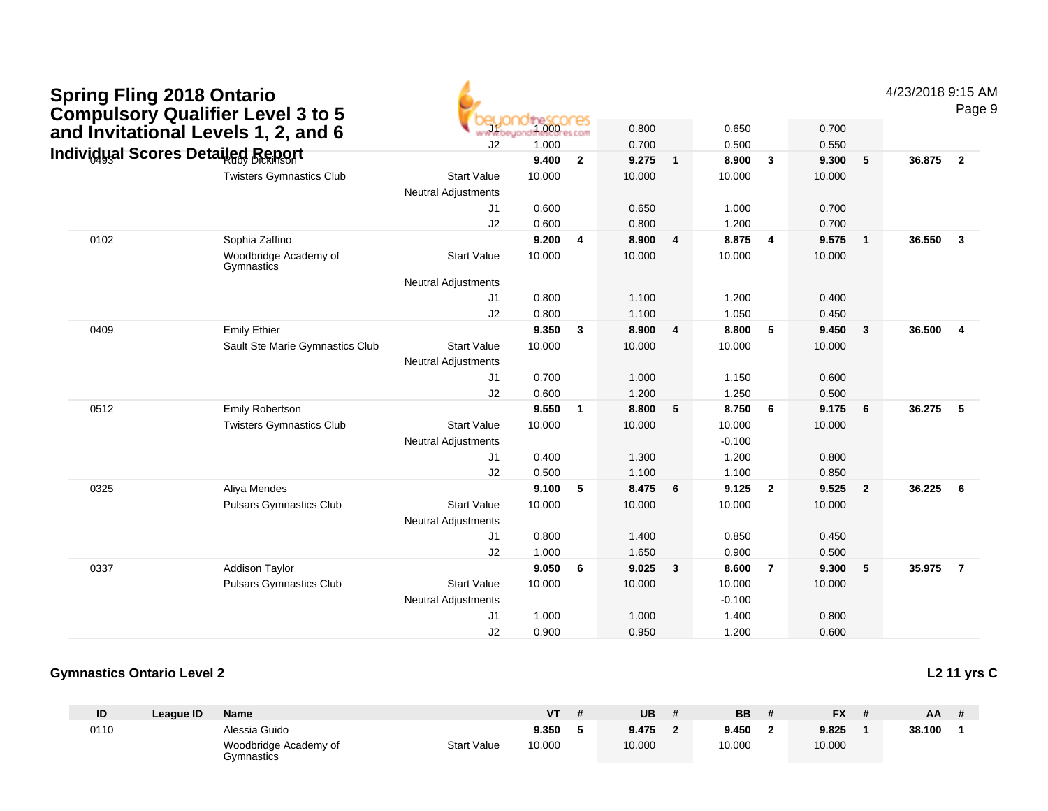# Spring Fling 2018 Ontario Compulsory Qualifier Level 3 to 5 and Invitational Levels 1, 2, and 6

## Individual Scores Detailed Report

4/23/2018 9:15 AM

| ID | League ID | Name | | VT | # | UB | # | BB | # | FX | # | AA | # |
|---|---|---|---|---|---|---|---|---|---|---|---|---|---|
| | | | J1 | 1.000 | | 0.800 | | 0.650 | | 0.700 | | | |
| | | | J2 | 1.000 | | 0.700 | | 0.500 | | 0.550 | | | |
| 0493 | | Ruby Dickinson | | 9.400 | 2 | 9.275 | 1 | 8.900 | 3 | 9.300 | 5 | 36.875 | 2 |
| | | Twisters Gymnastics Club | Start Value | 10.000 | | 10.000 | | 10.000 | | 10.000 | | | |
| | | | Neutral Adjustments | | | | | | | | | | |
| | | | J1 | 0.600 | | 0.650 | | 1.000 | | 0.700 | | | |
| | | | J2 | 0.600 | | 0.800 | | 1.200 | | 0.700 | | | |
| 0102 | | Sophia Zaffino | | 9.200 | 4 | 8.900 | 4 | 8.875 | 4 | 9.575 | 1 | 36.550 | 3 |
| | | Woodbridge Academy of Gymnastics | Start Value | 10.000 | | 10.000 | | 10.000 | | 10.000 | | | |
| | | | Neutral Adjustments | | | | | | | | | | |
| | | | J1 | 0.800 | | 1.100 | | 1.200 | | 0.400 | | | |
| | | | J2 | 0.800 | | 1.100 | | 1.050 | | 0.450 | | | |
| 0409 | | Emily Ethier | | 9.350 | 3 | 8.900 | 4 | 8.800 | 5 | 9.450 | 3 | 36.500 | 4 |
| | | Sault Ste Marie Gymnastics Club | Start Value | 10.000 | | 10.000 | | 10.000 | | 10.000 | | | |
| | | | Neutral Adjustments | | | | | | | | | | |
| | | | J1 | 0.700 | | 1.000 | | 1.150 | | 0.600 | | | |
| | | | J2 | 0.600 | | 1.200 | | 1.250 | | 0.500 | | | |
| 0512 | | Emily Robertson | | 9.550 | 1 | 8.800 | 5 | 8.750 | 6 | 9.175 | 6 | 36.275 | 5 |
| | | Twisters Gymnastics Club | Start Value | 10.000 | | 10.000 | | 10.000 | | 10.000 | | | |
| | | | Neutral Adjustments | | | | | -0.100 | | | | | |
| | | | J1 | 0.400 | | 1.300 | | 1.200 | | 0.800 | | | |
| | | | J2 | 0.500 | | 1.100 | | 1.100 | | 0.850 | | | |
| 0325 | | Aliya Mendes | | 9.100 | 5 | 8.475 | 6 | 9.125 | 2 | 9.525 | 2 | 36.225 | 6 |
| | | Pulsars Gymnastics Club | Start Value | 10.000 | | 10.000 | | 10.000 | | 10.000 | | | |
| | | | Neutral Adjustments | | | | | | | | | | |
| | | | J1 | 0.800 | | 1.400 | | 0.850 | | 0.450 | | | |
| | | | J2 | 1.000 | | 1.650 | | 0.900 | | 0.500 | | | |
| 0337 | | Addison Taylor | | 9.050 | 6 | 9.025 | 3 | 8.600 | 7 | 9.300 | 5 | 35.975 | 7 |
| | | Pulsars Gymnastics Club | Start Value | 10.000 | | 10.000 | | 10.000 | | 10.000 | | | |
| | | | Neutral Adjustments | | | | | -0.100 | | | | | |
| | | | J1 | 1.000 | | 1.000 | | 1.400 | | 0.800 | | | |
| | | | J2 | 0.900 | | 0.950 | | 1.200 | | 0.600 | | | |

### Gymnastics Ontario Level 2

**L2 11 yrs C**

| ID | League ID | Name | | VT | # | UB | # | BB | # | FX | # | AA | # |
|---|---|---|---|---|---|---|---|---|---|---|---|---|---|
| 0110 | | Alessia Guido | | 9.350 | 5 | 9.475 | 2 | 9.450 | 2 | 9.825 | 1 | 38.100 | 1 |
| | | Woodbridge Academy of Gymnastics | Start Value | 10.000 | | 10.000 | | 10.000 | | 10.000 | | | |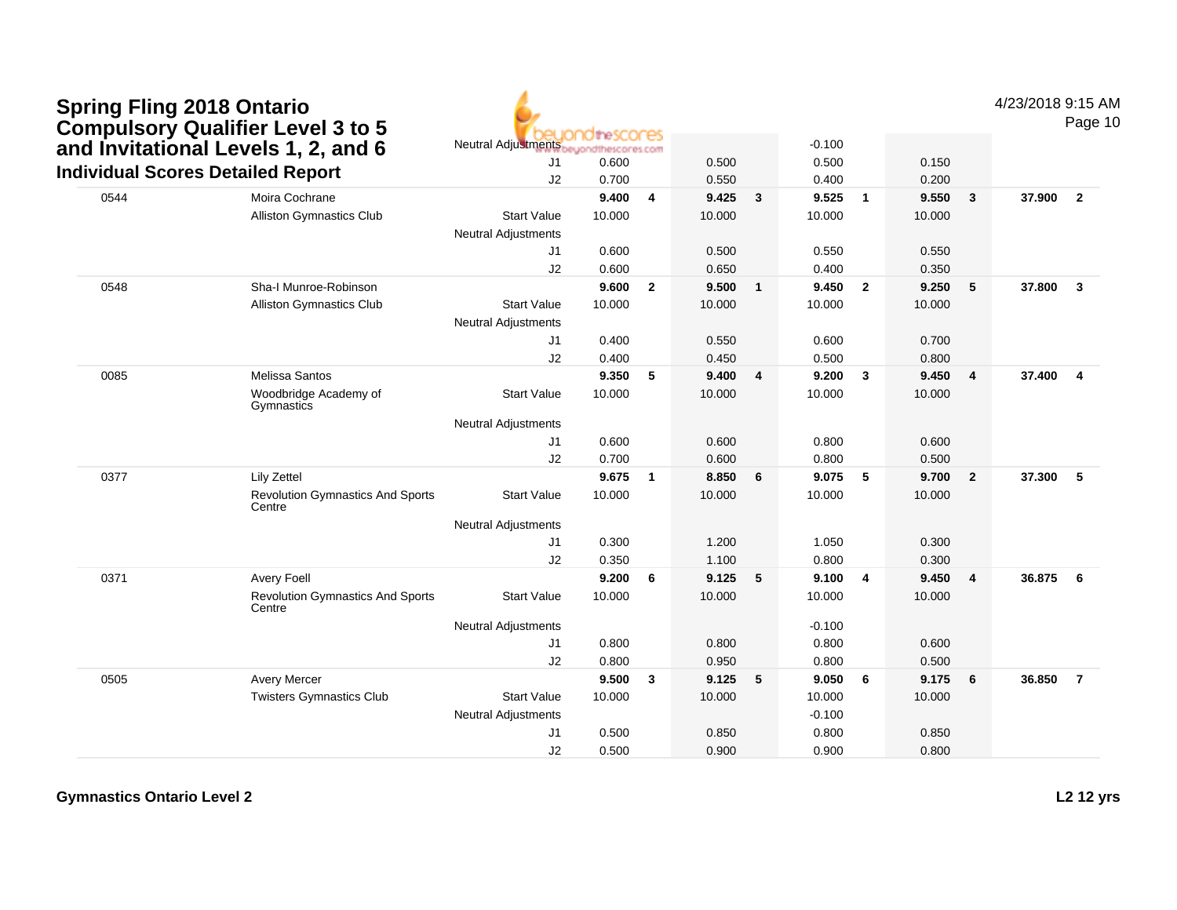# Spring Fling 2018 Ontario Compulsory Qualifier Level 3 to 5 and Invitational Levels 1, 2, and 6

## Individual Scores Detailed Report

4/23/2018 9:15 AM

| | | | | | | | | | | | | |
|---|---|---|---|---|---|---|---|---|---|---|---|---|
| | | Neutral Adjustments | | | | | -0.100 | | | | | |
| | | J1 | 0.600 | | 0.500 | | 0.500 | | 0.150 | | | |
| | | J2 | 0.700 | | 0.550 | | 0.400 | | 0.200 | | | |
| 0544 | Moira Cochrane | | **9.400** | **4** | **9.425** | **3** | **9.525** | **1** | **9.550** | **3** | **37.900** | **2** |
| | Alliston Gymnastics Club | Start Value | 10.000 | | 10.000 | | 10.000 | | 10.000 | | | |
| | | Neutral Adjustments | | | | | | | | | | |
| | | J1 | 0.600 | | 0.500 | | 0.550 | | 0.550 | | | |
| | | J2 | 0.600 | | 0.650 | | 0.400 | | 0.350 | | | |
| 0548 | Sha-I Munroe-Robinson | | **9.600** | **2** | **9.500** | **1** | **9.450** | **2** | **9.250** | **5** | **37.800** | **3** |
| | Alliston Gymnastics Club | Start Value | 10.000 | | 10.000 | | 10.000 | | 10.000 | | | |
| | | Neutral Adjustments | | | | | | | | | | |
| | | J1 | 0.400 | | 0.550 | | 0.600 | | 0.700 | | | |
| | | J2 | 0.400 | | 0.450 | | 0.500 | | 0.800 | | | |
| 0085 | Melissa Santos | | **9.350** | **5** | **9.400** | **4** | **9.200** | **3** | **9.450** | **4** | **37.400** | **4** |
| | Woodbridge Academy of Gymnastics | Start Value | 10.000 | | 10.000 | | 10.000 | | 10.000 | | | |
| | | Neutral Adjustments | | | | | | | | | | |
| | | J1 | 0.600 | | 0.600 | | 0.800 | | 0.600 | | | |
| | | J2 | 0.700 | | 0.600 | | 0.800 | | 0.500 | | | |
| 0377 | Lily Zettel | | **9.675** | **1** | **8.850** | **6** | **9.075** | **5** | **9.700** | **2** | **37.300** | **5** |
| | Revolution Gymnastics And Sports Centre | Start Value | 10.000 | | 10.000 | | 10.000 | | 10.000 | | | |
| | | Neutral Adjustments | | | | | | | | | | |
| | | J1 | 0.300 | | 1.200 | | 1.050 | | 0.300 | | | |
| | | J2 | 0.350 | | 1.100 | | 0.800 | | 0.300 | | | |
| 0371 | Avery Foell | | **9.200** | **6** | **9.125** | **5** | **9.100** | **4** | **9.450** | **4** | **36.875** | **6** |
| | Revolution Gymnastics And Sports Centre | Start Value | 10.000 | | 10.000 | | 10.000 | | 10.000 | | | |
| | | Neutral Adjustments | | | | | -0.100 | | | | | |
| | | J1 | 0.800 | | 0.800 | | 0.800 | | 0.600 | | | |
| | | J2 | 0.800 | | 0.950 | | 0.800 | | 0.500 | | | |
| 0505 | Avery Mercer | | **9.500** | **3** | **9.125** | **5** | **9.050** | **6** | **9.175** | **6** | **36.850** | **7** |
| | Twisters Gymnastics Club | Start Value | 10.000 | | 10.000 | | 10.000 | | 10.000 | | | |
| | | Neutral Adjustments | | | | | -0.100 | | | | | |
| | | J1 | 0.500 | | 0.850 | | 0.800 | | 0.850 | | | |
| | | J2 | 0.500 | | 0.900 | | 0.900 | | 0.800 | | | |

**Gymnastics Ontario Level 2**

**L2 12 yrs**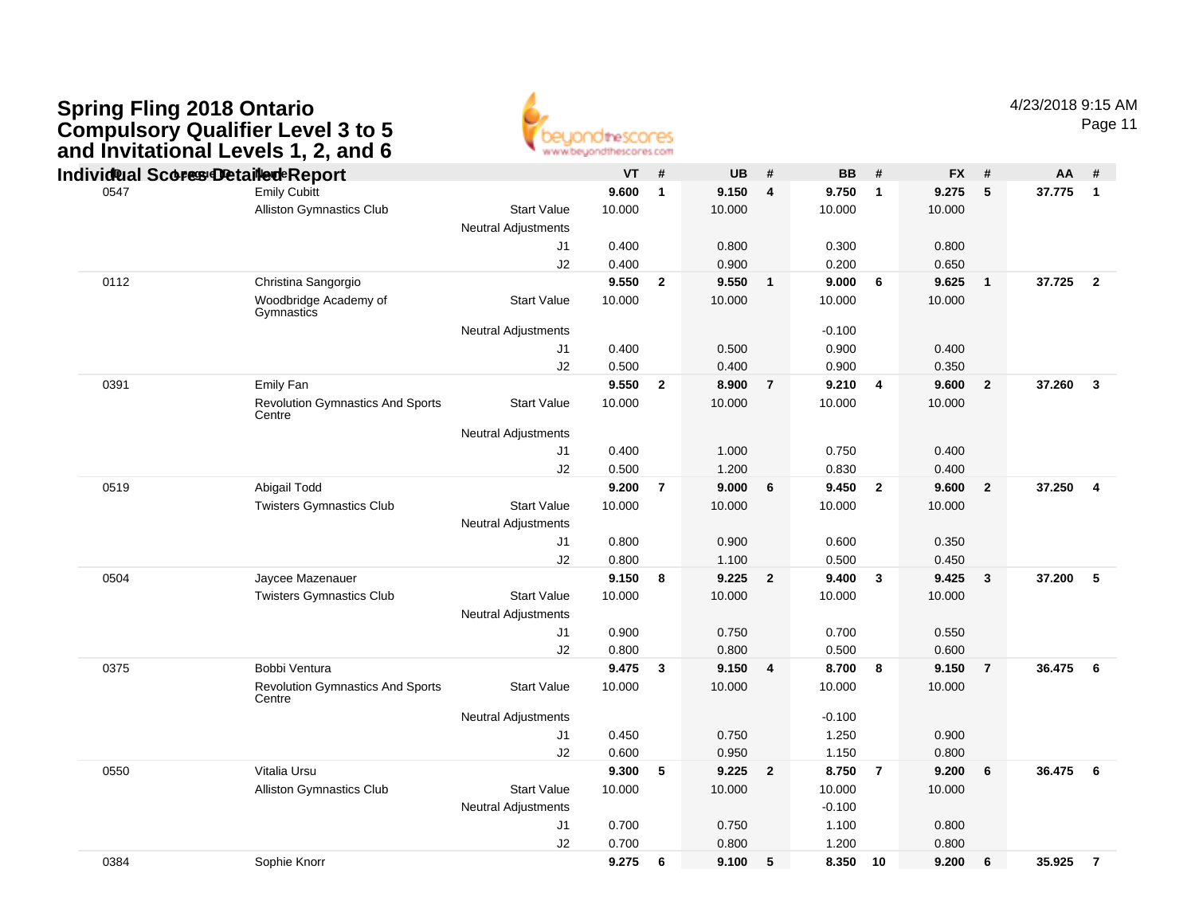# Spring Fling 2018 Ontario Compulsory Qualifier Level 3 to 5 and Invitational Levels 1, 2, and 6

4/23/2018 9:15 AM

## Individual Scores Detailed Report

| ID | Name | | VT | # | UB | # | BB | # | FX | # | AA | # |
|---|---|---|---|---|---|---|---|---|---|---|---|---|
| 0547 | Emily Cubitt | | **9.600** | **1** | **9.150** | **4** | **9.750** | **1** | **9.275** | **5** | **37.775** | **1** |
| | Alliston Gymnastics Club | Start Value | 10.000 | | 10.000 | | 10.000 | | 10.000 | | | |
| | | Neutral Adjustments | | | | | | | | | | |
| | | J1 | 0.400 | | 0.800 | | 0.300 | | 0.800 | | | |
| | | J2 | 0.400 | | 0.900 | | 0.200 | | 0.650 | | | |
| 0112 | Christina Sangorgio | | **9.550** | **2** | **9.550** | **1** | **9.000** | **6** | **9.625** | **1** | **37.725** | **2** |
| | Woodbridge Academy of Gymnastics | Start Value | 10.000 | | 10.000 | | 10.000 | | 10.000 | | | |
| | | Neutral Adjustments | | | | | -0.100 | | | | | |
| | | J1 | 0.400 | | 0.500 | | 0.900 | | 0.400 | | | |
| | | J2 | 0.500 | | 0.400 | | 0.900 | | 0.350 | | | |
| 0391 | Emily Fan | | **9.550** | **2** | **8.900** | **7** | **9.210** | **4** | **9.600** | **2** | **37.260** | **3** |
| | Revolution Gymnastics And Sports Centre | Start Value | 10.000 | | 10.000 | | 10.000 | | 10.000 | | | |
| | | Neutral Adjustments | | | | | | | | | | |
| | | J1 | 0.400 | | 1.000 | | 0.750 | | 0.400 | | | |
| | | J2 | 0.500 | | 1.200 | | 0.830 | | 0.400 | | | |
| 0519 | Abigail Todd | | **9.200** | **7** | **9.000** | **6** | **9.450** | **2** | **9.600** | **2** | **37.250** | **4** |
| | Twisters Gymnastics Club | Start Value | 10.000 | | 10.000 | | 10.000 | | 10.000 | | | |
| | | Neutral Adjustments | | | | | | | | | | |
| | | J1 | 0.800 | | 0.900 | | 0.600 | | 0.350 | | | |
| | | J2 | 0.800 | | 1.100 | | 0.500 | | 0.450 | | | |
| 0504 | Jaycee Mazenauer | | **9.150** | **8** | **9.225** | **2** | **9.400** | **3** | **9.425** | **3** | **37.200** | **5** |
| | Twisters Gymnastics Club | Start Value | 10.000 | | 10.000 | | 10.000 | | 10.000 | | | |
| | | Neutral Adjustments | | | | | | | | | | |
| | | J1 | 0.900 | | 0.750 | | 0.700 | | 0.550 | | | |
| | | J2 | 0.800 | | 0.800 | | 0.500 | | 0.600 | | | |
| 0375 | Bobbi Ventura | | **9.475** | **3** | **9.150** | **4** | **8.700** | **8** | **9.150** | **7** | **36.475** | **6** |
| | Revolution Gymnastics And Sports Centre | Start Value | 10.000 | | 10.000 | | 10.000 | | 10.000 | | | |
| | | Neutral Adjustments | | | | | -0.100 | | | | | |
| | | J1 | 0.450 | | 0.750 | | 1.250 | | 0.900 | | | |
| | | J2 | 0.600 | | 0.950 | | 1.150 | | 0.800 | | | |
| 0550 | Vitalia Ursu | | **9.300** | **5** | **9.225** | **2** | **8.750** | **7** | **9.200** | **6** | **36.475** | **6** |
| | Alliston Gymnastics Club | Start Value | 10.000 | | 10.000 | | 10.000 | | 10.000 | | | |
| | | Neutral Adjustments | | | | | -0.100 | | | | | |
| | | J1 | 0.700 | | 0.750 | | 1.100 | | 0.800 | | | |
| | | J2 | 0.700 | | 0.800 | | 1.200 | | 0.800 | | | |
| 0384 | Sophie Knorr | | **9.275** | **6** | **9.100** | **5** | **8.350** | **10** | **9.200** | **6** | **35.925** | **7** |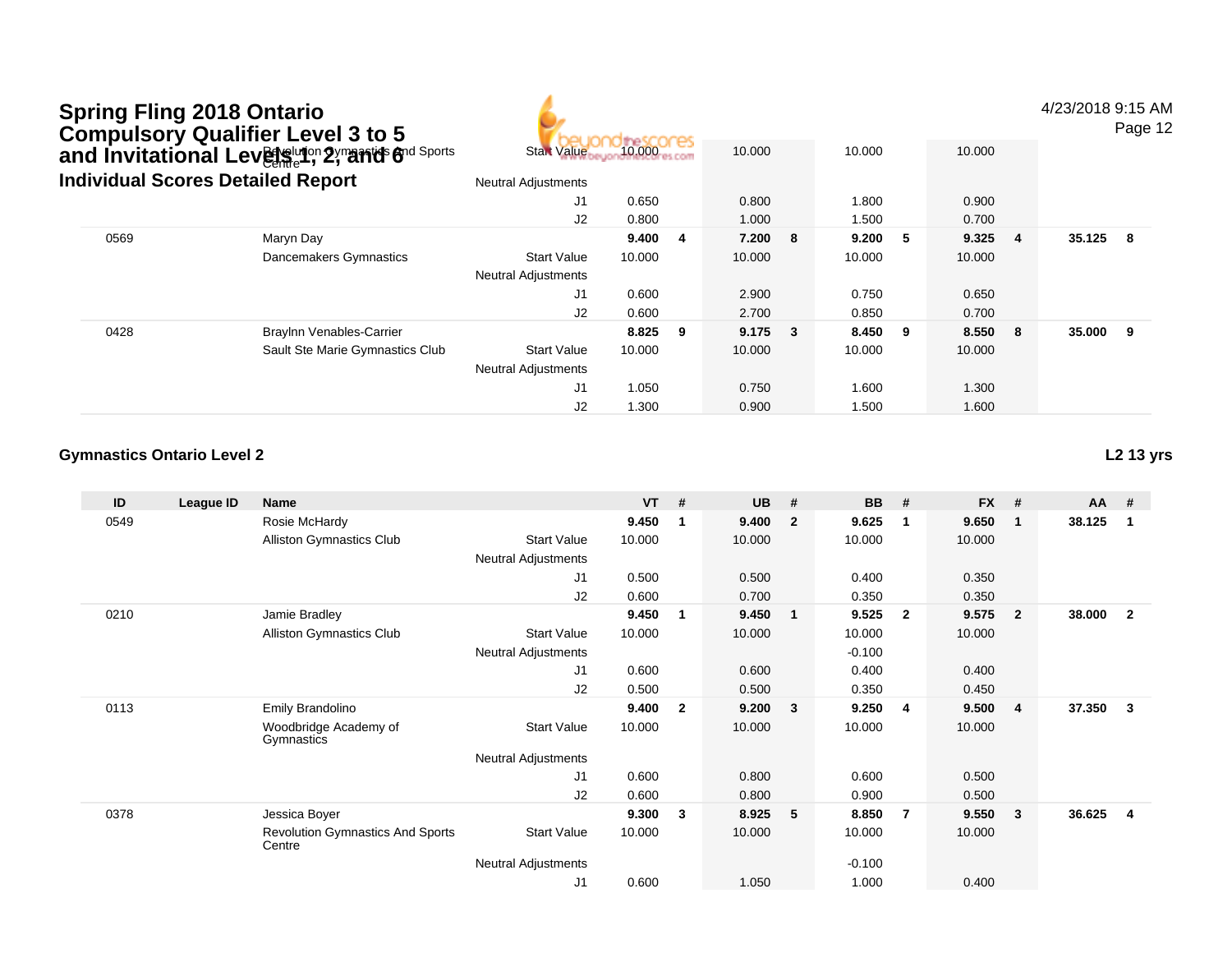## Spring Fling 2018 Ontario Compulsory Qualifier Level 3 to 5 and Invitational Levels 1, 2, and 6

### Individual Scores Detailed Report

| ID | League ID | Name | | VT | # | UB | # | BB | # | FX | # | AA | # |
|---|---|---|---|---|---|---|---|---|---|---|---|---|---|
| | | Revolution Gymnastics And Sports Centre | Start Value | 10.000 | | 10.000 | | 10.000 | | 10.000 | | | |
| | | | Neutral Adjustments | | | | | | | | | | |
| | | | J1 | 0.650 | | 0.800 | | 1.800 | | 0.900 | | | |
| | | | J2 | 0.800 | | 1.000 | | 1.500 | | 0.700 | | | |
| 0569 | | Maryn Day | | 9.400 | 4 | 7.200 | 8 | 9.200 | 5 | 9.325 | 4 | 35.125 | 8 |
| | | Dancemakers Gymnastics | Start Value | 10.000 | | 10.000 | | 10.000 | | 10.000 | | | |
| | | | Neutral Adjustments | | | | | | | | | | |
| | | | J1 | 0.600 | | 2.900 | | 0.750 | | 0.650 | | | |
| | | | J2 | 0.600 | | 2.700 | | 0.850 | | 0.700 | | | |
| 0428 | | Braylnn Venables-Carrier | | 8.825 | 9 | 9.175 | 3 | 8.450 | 9 | 8.550 | 8 | 35.000 | 9 |
| | | Sault Ste Marie Gymnastics Club | Start Value | 10.000 | | 10.000 | | 10.000 | | 10.000 | | | |
| | | | Neutral Adjustments | | | | | | | | | | |
| | | | J1 | 1.050 | | 0.750 | | 1.600 | | 1.300 | | | |
| | | | J2 | 1.300 | | 0.900 | | 1.500 | | 1.600 | | | |

### Gymnastics Ontario Level 2

L2 13 yrs

| ID | League ID | Name | | VT | # | UB | # | BB | # | FX | # | AA | # |
|---|---|---|---|---|---|---|---|---|---|---|---|---|---|
| 0549 | | Rosie McHardy | | 9.450 | 1 | 9.400 | 2 | 9.625 | 1 | 9.650 | 1 | 38.125 | 1 |
| | | Alliston Gymnastics Club | Start Value | 10.000 | | 10.000 | | 10.000 | | 10.000 | | | |
| | | | Neutral Adjustments | | | | | | | | | | |
| | | | J1 | 0.500 | | 0.500 | | 0.400 | | 0.350 | | | |
| | | | J2 | 0.600 | | 0.700 | | 0.350 | | 0.350 | | | |
| 0210 | | Jamie Bradley | | 9.450 | 1 | 9.450 | 1 | 9.525 | 2 | 9.575 | 2 | 38.000 | 2 |
| | | Alliston Gymnastics Club | Start Value | 10.000 | | 10.000 | | 10.000 | | 10.000 | | | |
| | | | Neutral Adjustments | | | | | -0.100 | | | | | |
| | | | J1 | 0.600 | | 0.600 | | 0.400 | | 0.400 | | | |
| | | | J2 | 0.500 | | 0.500 | | 0.350 | | 0.450 | | | |
| 0113 | | Emily Brandolino | | 9.400 | 2 | 9.200 | 3 | 9.250 | 4 | 9.500 | 4 | 37.350 | 3 |
| | | Woodbridge Academy of Gymnastics | Start Value | 10.000 | | 10.000 | | 10.000 | | 10.000 | | | |
| | | | Neutral Adjustments | | | | | | | | | | |
| | | | J1 | 0.600 | | 0.800 | | 0.600 | | 0.500 | | | |
| | | | J2 | 0.600 | | 0.800 | | 0.900 | | 0.500 | | | |
| 0378 | | Jessica Boyer | | 9.300 | 3 | 8.925 | 5 | 8.850 | 7 | 9.550 | 3 | 36.625 | 4 |
| | | Revolution Gymnastics And Sports Centre | Start Value | 10.000 | | 10.000 | | 10.000 | | 10.000 | | | |
| | | | Neutral Adjustments | | | | | -0.100 | | | | | |
| | | | J1 | 0.600 | | 1.050 | | 1.000 | | 0.400 | | | |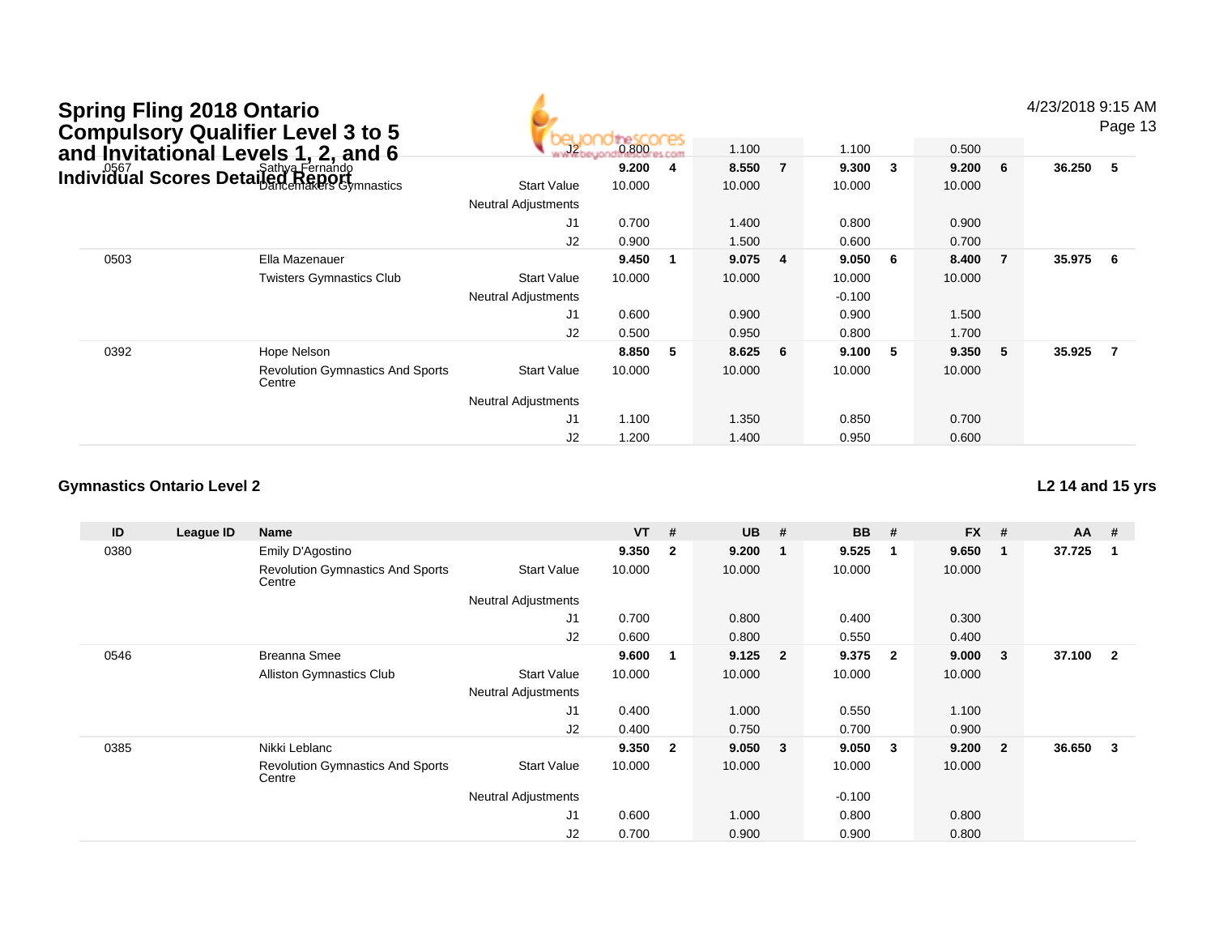# Spring Fling 2018 Ontario Compulsory Qualifier Level 3 to 5 and Invitational Levels 1, 2, and 6

## Individual Scores Detailed Report

4/23/2018 9:15 AM

| | | | | VT | # | UB | # | BB | # | FX | # | AA | # |
|---|---|---|---|---|---|---|---|---|---|---|---|---|---|
| | | | J2 | 0.800 | | 1.100 | | 1.100 | | 0.500 | | | |
| 0567 | | Sathya Fernando | | **9.200** | **4** | **8.550** | **7** | **9.300** | **3** | **9.200** | **6** | **36.250** | **5** |
| | | Dancemakers Gymnastics | Start Value | 10.000 | | 10.000 | | 10.000 | | 10.000 | | | |
| | | | Neutral Adjustments | | | | | | | | | | |
| | | | J1 | 0.700 | | 1.400 | | 0.800 | | 0.900 | | | |
| | | | J2 | 0.900 | | 1.500 | | 0.600 | | 0.700 | | | |
| 0503 | | Ella Mazenauer | | **9.450** | **1** | **9.075** | **4** | **9.050** | **6** | **8.400** | **7** | **35.975** | **6** |
| | | Twisters Gymnastics Club | Start Value | 10.000 | | 10.000 | | 10.000 | | 10.000 | | | |
| | | | Neutral Adjustments | | | | | -0.100 | | | | | |
| | | | J1 | 0.600 | | 0.900 | | 0.900 | | 1.500 | | | |
| | | | J2 | 0.500 | | 0.950 | | 0.800 | | 1.700 | | | |
| 0392 | | Hope Nelson | | **8.850** | **5** | **8.625** | **6** | **9.100** | **5** | **9.350** | **5** | **35.925** | **7** |
| | | Revolution Gymnastics And Sports Centre | Start Value | 10.000 | | 10.000 | | 10.000 | | 10.000 | | | |
| | | | Neutral Adjustments | | | | | | | | | | |
| | | | J1 | 1.100 | | 1.350 | | 0.850 | | 0.700 | | | |
| | | | J2 | 1.200 | | 1.400 | | 0.950 | | 0.600 | | | |

### Gymnastics Ontario Level 2

**L2 14 and 15 yrs**

| ID | League ID | Name | | VT | # | UB | # | BB | # | FX | # | AA | # |
|---|---|---|---|---|---|---|---|---|---|---|---|---|---|
| 0380 | | Emily D'Agostino | | **9.350** | **2** | **9.200** | **1** | **9.525** | **1** | **9.650** | **1** | **37.725** | **1** |
| | | Revolution Gymnastics And Sports Centre | Start Value | 10.000 | | 10.000 | | 10.000 | | 10.000 | | | |
| | | | Neutral Adjustments | | | | | | | | | | |
| | | | J1 | 0.700 | | 0.800 | | 0.400 | | 0.300 | | | |
| | | | J2 | 0.600 | | 0.800 | | 0.550 | | 0.400 | | | |
| 0546 | | Breanna Smee | | **9.600** | **1** | **9.125** | **2** | **9.375** | **2** | **9.000** | **3** | **37.100** | **2** |
| | | Alliston Gymnastics Club | Start Value | 10.000 | | 10.000 | | 10.000 | | 10.000 | | | |
| | | | Neutral Adjustments | | | | | | | | | | |
| | | | J1 | 0.400 | | 1.000 | | 0.550 | | 1.100 | | | |
| | | | J2 | 0.400 | | 0.750 | | 0.700 | | 0.900 | | | |
| 0385 | | Nikki Leblanc | | **9.350** | **2** | **9.050** | **3** | **9.050** | **3** | **9.200** | **2** | **36.650** | **3** |
| | | Revolution Gymnastics And Sports Centre | Start Value | 10.000 | | 10.000 | | 10.000 | | 10.000 | | | |
| | | | Neutral Adjustments | | | | | -0.100 | | | | | |
| | | | J1 | 0.600 | | 1.000 | | 0.800 | | 0.800 | | | |
| | | | J2 | 0.700 | | 0.900 | | 0.900 | | 0.800 | | | |